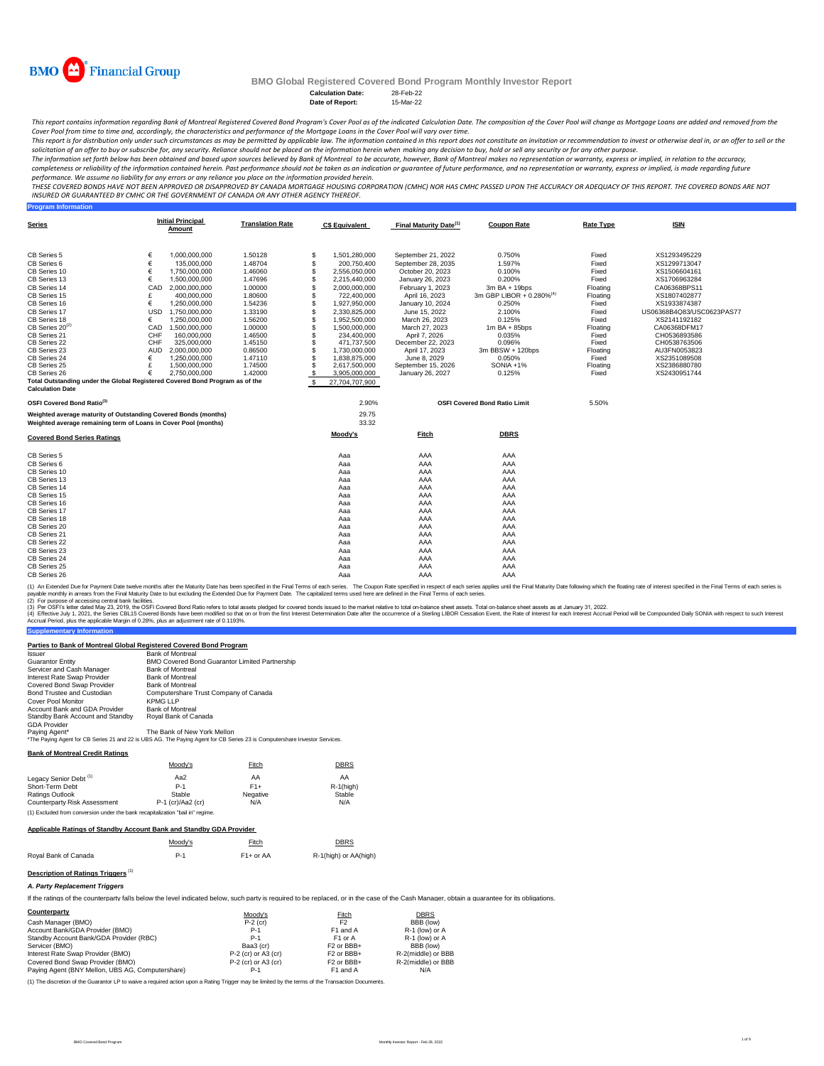BMO Financial Group

## BMO Global Registered Covered Bond Program Monthly Investor Report

**Calculation Date:** 28-Feb-22
**Date of Report:** 15-Mar-22

*This report contains information regarding Bank of Montreal Registered Covered Bond Program's Cover Pool as of the indicated Calculation Date. The composition of the Cover Pool will change as Mortgage Loans are added and removed from the Cover Pool from time to time and, accordingly, the characteristics and performance of the Mortgage Loans in the Cover Pool will vary over time.*
*This report is for distribution only under such circumstances as may be permitted by applicable law. The information contained in this report does not constitute an invitation or recommendation to invest or otherwise deal in, or an offer to sell or the solicitation of an offer to buy or subscribe for, any security. Reliance should not be placed on the information herein when making any decision to buy, hold or sell any security or for any other purpose.*
*The information set forth below has been obtained and based upon sources believed by Bank of Montreal to be accurate, however, Bank of Montreal makes no representation or warranty, express or implied, in relation to the accuracy, completeness or reliability of the information contained herein. Past performance should not be taken as an indication or guarantee of future performance, and no representation or warranty, express or implied, is made regarding future performance. We assume no liability for any errors or any reliance you place on the information provided herein.*
*THESE COVERED BONDS HAVE NOT BEEN APPROVED OR DISAPPROVED BY CANADA MORTGAGE HOUSING CORPORATION (CMHC) NOR HAS CMHC PASSED UPON THE ACCURACY OR ADEQUACY OF THIS REPORT. THE COVERED BONDS ARE NOT INSURED OR GUARANTEED BY CMHC OR THE GOVERNMENT OF CANADA OR ANY OTHER AGENCY THEREOF.*

### Program Information

| Series | | Initial Principal Amount | Translation Rate | C$ Equivalent | Final Maturity Date[1] | Coupon Rate | Rate Type | ISIN |
|---|---|---|---|---|---|---|---|---|
| CB Series 5 | € | 1,000,000,000 | 1.50128 | $ 1,501,280,000 | September 21, 2022 | 0.750% | Fixed | XS1293495229 |
| CB Series 6 | € | 135,000,000 | 1.48704 | $ 200,750,400 | September 28, 2035 | 1.597% | Fixed | XS1299713047 |
| CB Series 10 | € | 1,750,000,000 | 1.46060 | $ 2,556,050,000 | October 20, 2023 | 0.100% | Fixed | XS1506604161 |
| CB Series 13 | € | 1,500,000,000 | 1.47696 | $ 2,215,440,000 | January 26, 2023 | 0.200% | Fixed | XS1706963284 |
| CB Series 14 | CAD | 2,000,000,000 | 1.00000 | $ 2,000,000,000 | February 1, 2023 | 3m BA + 19bps | Floating | CA06368BPS11 |
| CB Series 15 | £ | 400,000,000 | 1.80600 | $ 722,400,000 | April 16, 2023 | 3m GBP LIBOR + 0.280%[4] | Floating | XS1807402877 |
| CB Series 16 | € | 1,250,000,000 | 1.54236 | $ 1,927,950,000 | January 10, 2024 | 0.250% | Fixed | XS1933874387 |
| CB Series 17 | USD | 1,750,000,000 | 1.33190 | $ 2,330,825,000 | June 15, 2022 | 2.100% | Fixed | US06368B4Q83/USC0623PAS77 |
| CB Series 18 | € | 1,250,000,000 | 1.56200 | $ 1,952,500,000 | March 26, 2023 | 0.125% | Fixed | XS2141192182 |
| CB Series 20[2] | CAD | 1,500,000,000 | 1.00000 | $ 1,500,000,000 | March 27, 2023 | 1m BA + 85bps | Floating | CA06368DFM17 |
| CB Series 21 | CHF | 160,000,000 | 1.46500 | $ 234,400,000 | April 7, 2026 | 0.035% | Fixed | CH0536893586 |
| CB Series 22 | CHF | 325,000,000 | 1.45150 | $ 471,737,500 | December 22, 2023 | 0.096% | Fixed | CH0538763506 |
| CB Series 23 | AUD | 2,000,000,000 | 0.86500 | $ 1,730,000,000 | April 17, 2023 | 3m BBSW + 120bps | Floating | AU3FN0053823 |
| CB Series 24 | € | 1,250,000,000 | 1.47110 | $ 1,838,875,000 | June 8, 2029 | 0.050% | Fixed | XS2351089508 |
| CB Series 25 | £ | 1,500,000,000 | 1.74500 | $ 2,617,500,000 | September 15, 2026 | SONIA +1% | Floating | XS2386880780 |
| CB Series 26 | € | 2,750,000,000 | 1.42000 | $ 3,905,000,000 | January 26, 2027 | 0.125% | Fixed | XS2430951744 |
| Total Outstanding under the Global Registered Covered Bond Program as of the Calculation Date | | | | $ 27,704,707,900 | | | | |

| | | | |
|---|---|---|---|
| OSFI Covered Bond Ratio[3] | 2.90% | OSFI Covered Bond Ratio Limit | 5.50% |
| Weighted average maturity of Outstanding Covered Bonds (months) | 29.75 | | |
| Weighted average remaining term of Loans in Cover Pool (months) | 33.32 | | |

| Covered Bond Series Ratings | Moody's | Fitch | DBRS |
|---|---|---|---|
| CB Series 5 | Aaa | AAA | AAA |
| CB Series 6 | Aaa | AAA | AAA |
| CB Series 10 | Aaa | AAA | AAA |
| CB Series 13 | Aaa | AAA | AAA |
| CB Series 14 | Aaa | AAA | AAA |
| CB Series 15 | Aaa | AAA | AAA |
| CB Series 16 | Aaa | AAA | AAA |
| CB Series 17 | Aaa | AAA | AAA |
| CB Series 18 | Aaa | AAA | AAA |
| CB Series 20 | Aaa | AAA | AAA |
| CB Series 21 | Aaa | AAA | AAA |
| CB Series 22 | Aaa | AAA | AAA |
| CB Series 23 | Aaa | AAA | AAA |
| CB Series 24 | Aaa | AAA | AAA |
| CB Series 25 | Aaa | AAA | AAA |
| CB Series 26 | Aaa | AAA | AAA |

(1) An Extended Due for Payment Date twelve months after the Maturity Date has been specified in the Final Terms of each series. The Coupon Rate specified in respect of each series applies until the Final Maturity Date following which the floating rate of interest specified in the Final Terms of each series is payable monthly in arrears from the Final Maturity Date to but excluding the Extended Due for Payment Date. The capitalized terms used here are defined in the Final Terms of each series.
(2) For purpose of accessing central bank facilities.
(3) Per OSFI's letter dated May 23, 2019, the OSFI Covered Bond Ratio refers to total assets pledged for covered bonds issued to the market relative to total on-balance sheet assets. Total on-balance sheet assets as at January 31, 2022.
(4) Effective July 1, 2021, the Series CBL15 Covered Bonds have been modified so that on or from the first Interest Determination Date after the occurrence of a Sterling LIBOR Cessation Event, the Rate of Interest for each Interest Accrual Period will be Compounded Daily SONIA with respect to such Interest Accrual Period, plus the applicable Margin of 0.28%, plus an adjustment rate of 0.1193%.

### Supplementary Information

**Parties to Bank of Montreal Global Registered Covered Bond Program**

| | |
|---|---|
| Issuer | Bank of Montreal |
| Guarantor Entity | BMO Covered Bond Guarantor Limited Partnership |
| Servicer and Cash Manager | Bank of Montreal |
| Interest Rate Swap Provider | Bank of Montreal |
| Covered Bond Swap Provider | Bank of Montreal |
| Bond Trustee and Custodian | Computershare Trust Company of Canada |
| Cover Pool Monitor | KPMG LLP |
| Account Bank and GDA Provider | Bank of Montreal |
| Standby Bank Account and Standby GDA Provider | Royal Bank of Canada |
| Paying Agent* | The Bank of New York Mellon |

*The Paying Agent for CB Series 21 and 22 is UBS AG. The Paying Agent for CB Series 23 is Computershare Investor Services.

**Bank of Montreal Credit Ratings**

| | Moody's | Fitch | DBRS |
|---|---|---|---|
| Legacy Senior Debt [1] | Aa2 | AA | AA |
| Short-Term Debt | P-1 | F1+ | R-1(high) |
| Ratings Outlook | Stable | Negative | Stable |
| Counterparty Risk Assessment | P-1 (cr)/Aa2 (cr) | N/A | N/A |

(1) Excluded from conversion under the bank recapitalization "bail in" regime.

**Applicable Ratings of Standby Account Bank and Standby GDA Provider**

| | Moody's | Fitch | DBRS |
|---|---|---|---|
| Royal Bank of Canada | P-1 | F1+ or AA | R-1(high) or AA(high) |

**Description of Ratings Triggers** [1]

***A. Party Replacement Triggers***

If the ratings of the counterparty falls below the level indicated below, such party is required to be replaced, or in the case of the Cash Manager, obtain a guarantee for its obligations.

| Counterparty | Moody's | Fitch | DBRS |
|---|---|---|---|
| Cash Manager (BMO) | P-2 (cr) | F2 | BBB (low) |
| Account Bank/GDA Provider (BMO) | P-1 | F1 and A | R-1 (low) or A |
| Standby Account Bank/GDA Provider (RBC) | P-1 | F1 or A | R-1 (low) or A |
| Servicer (BMO) | Baa3 (cr) | F2 or BBB+ | BBB (low) |
| Interest Rate Swap Provider (BMO) | P-2 (cr) or A3 (cr) | F2 or BBB+ | R-2(middle) or BBB |
| Covered Bond Swap Provider (BMO) | P-2 (cr) or A3 (cr) | F2 or BBB+ | R-2(middle) or BBB |
| Paying Agent (BNY Mellon, UBS AG, Computershare) | P-1 | F1 and A | N/A |

(1) The discretion of the Guarantor LP to waive a required action upon a Rating Trigger may be limited by the terms of the Transaction Documents.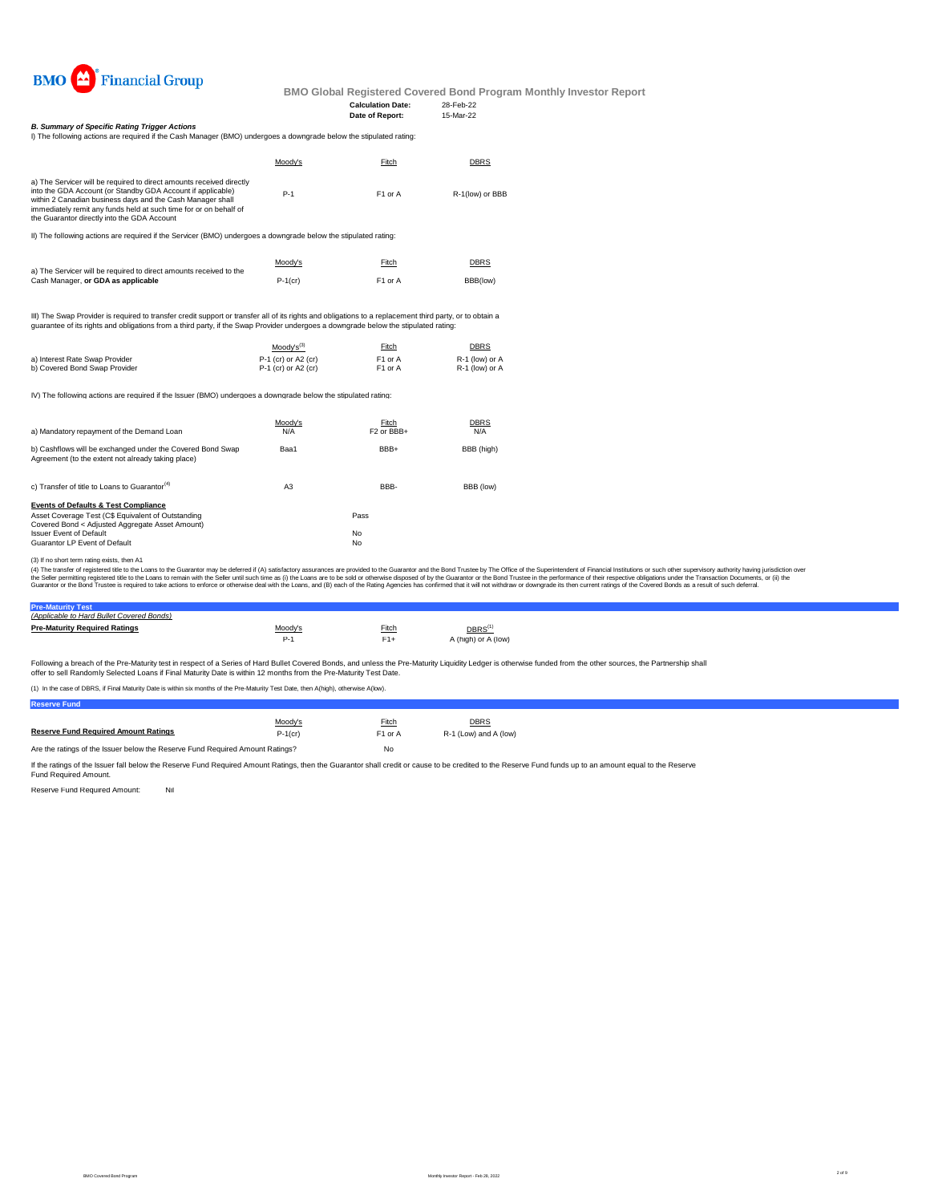BMO Financial Group

**BMO Global Registered Covered Bond Program Monthly Investor Report**

**Calculation Date:** 28-Feb-22
**Date of Report:** 15-Mar-22

***B. Summary of Specific Rating Trigger Actions***

I) The following actions are required if the Cash Manager (BMO) undergoes a downgrade below the stipulated rating:

| | Moody's | Fitch | DBRS |
|---|---|---|---|
| a) The Servicer will be required to direct amounts received directly into the GDA Account (or Standby GDA Account if applicable) within 2 Canadian business days and the Cash Manager shall immediately remit any funds held at such time for or on behalf of the Guarantor directly into the GDA Account | P-1 | F1 or A | R-1(low) or BBB |

II) The following actions are required if the Servicer (BMO) undergoes a downgrade below the stipulated rating:

| | Moody's | Fitch | DBRS |
|---|---|---|---|
| a) The Servicer will be required to direct amounts received to the Cash Manager, **or GDA as applicable** | P-1(cr) | F1 or A | BBB(low) |

III) The Swap Provider is required to transfer credit support or transfer all of its rights and obligations to a replacement third party, or to obtain a guarantee of its rights and obligations from a third party, if the Swap Provider undergoes a downgrade below the stipulated rating:

| | Moody's[3] | Fitch | DBRS |
|---|---|---|---|
| a) Interest Rate Swap Provider | P-1 (cr) or A2 (cr) | F1 or A | R-1 (low) or A |
| b) Covered Bond Swap Provider | P-1 (cr) or A2 (cr) | F1 or A | R-1 (low) or A |

IV) The following actions are required if the Issuer (BMO) undergoes a downgrade below the stipulated rating:

| | Moody's | Fitch | DBRS |
|---|---|---|---|
| a) Mandatory repayment of the Demand Loan | N/A | F2 or BBB+ | N/A |
| b) Cashflows will be exchanged under the Covered Bond Swap Agreement (to the extent not already taking place) | Baa1 | BBB+ | BBB (high) |
| c) Transfer of title to Loans to Guarantor[4] | A3 | BBB- | BBB (low) |

**Events of Defaults & Test Compliance**

| | |
|---|---|
| Asset Coverage Test (C$ Equivalent of Outstanding Covered Bond < Adjusted Aggregate Asset Amount) | Pass |
| Issuer Event of Default | No |
| Guarantor LP Event of Default | No |

(3) If no short term rating exists, then A1

(4) The transfer of registered title to the Loans to the Guarantor may be deferred if (A) satisfactory assurances are provided to the Guarantor and the Bond Trustee by The Office of the Superintendent of Financial Institutions or such other supervisory authority having jurisdiction over the Seller permitting registered title to the Loans to remain with the Seller until such time as (i) the Loans are to be sold or otherwise disposed of by the Guarantor or the Bond Trustee in the performance of their respective obligations under the Transaction Documents, or (ii) the Guarantor or the Bond Trustee is required to take actions to enforce or otherwise deal with the Loans, and (B) each of the Rating Agencies has confirmed that it will not withdraw or downgrade its then current ratings of the Covered Bonds as a result of such deferral.

## Pre-Maturity Test

*(Applicable to Hard Bullet Covered Bonds)*

| **Pre-Maturity Required Ratings** | Moody's | Fitch | DBRS[1] |
|---|---|---|---|
| | P-1 | F1+ | A (high) or A (low) |

Following a breach of the Pre-Maturity test in respect of a Series of Hard Bullet Covered Bonds, and unless the Pre-Maturity Liquidity Ledger is otherwise funded from the other sources, the Partnership shall offer to sell Randomly Selected Loans if Final Maturity Date is within 12 months from the Pre-Maturity Test Date.

(1) In the case of DBRS, if Final Maturity Date is within six months of the Pre-Maturity Test Date, then A(high), otherwise A(low).

## Reserve Fund

| | Moody's | Fitch | DBRS |
|---|---|---|---|
| **Reserve Fund Required Amount Ratings** | P-1(cr) | F1 or A | R-1 (Low) and A (low) |

Are the ratings of the Issuer below the Reserve Fund Required Amount Ratings? No

If the ratings of the Issuer fall below the Reserve Fund Required Amount Ratings, then the Guarantor shall credit or cause to be credited to the Reserve Fund funds up to an amount equal to the Reserve Fund Required Amount.

Reserve Fund Required Amount: Nil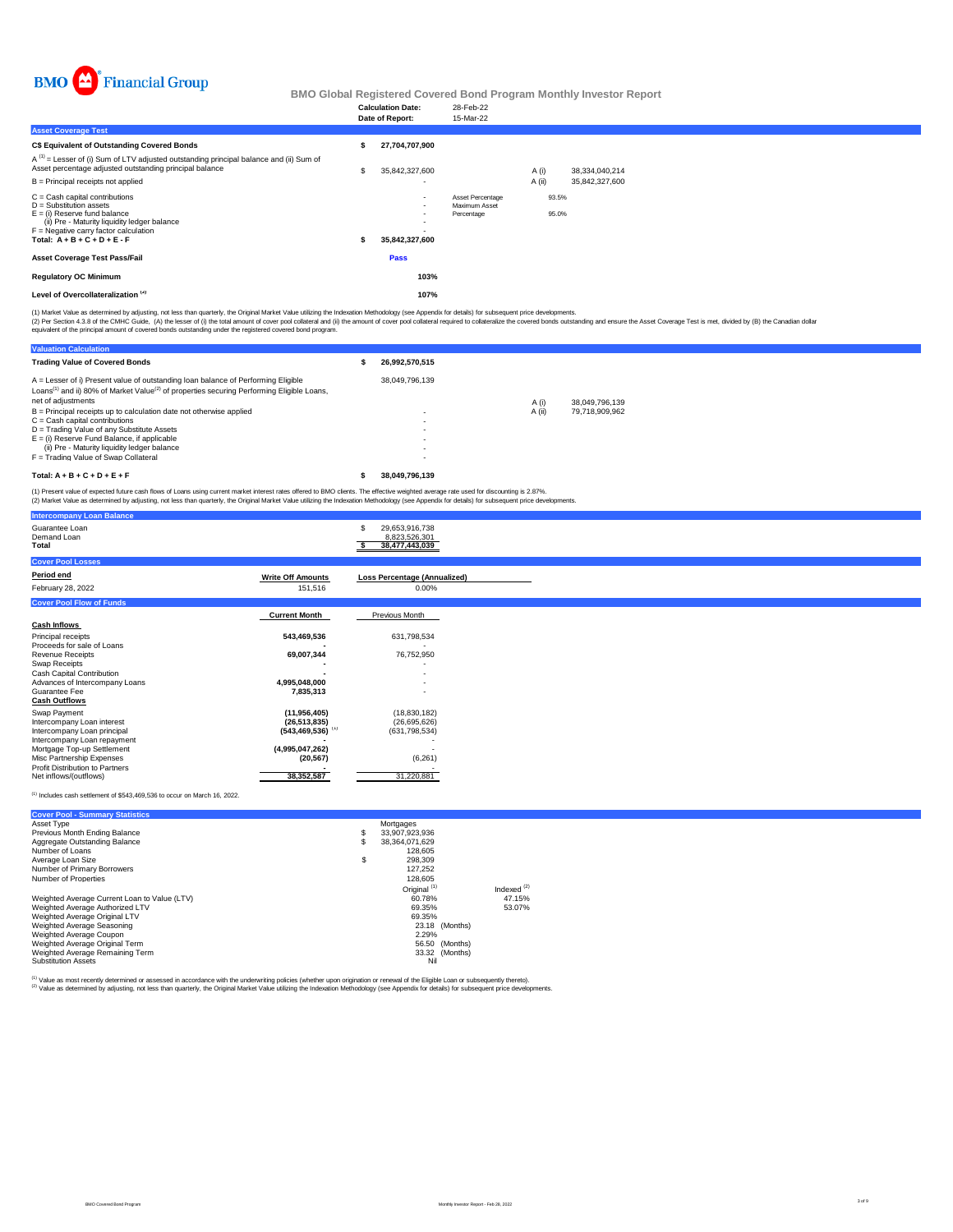BMO Financial Group

# BMO Global Registered Covered Bond Program Monthly Investor Report

| | |
|---|---|
| **Calculation Date:** | 28-Feb-22 |
| **Date of Report:** | 15-Mar-22 |

## Asset Coverage Test

| | | | | |
|---|---|---|---|---|
| **C$ Equivalent of Outstanding Covered Bonds** | **$ 27,704,707,900** | | | |
| A [1] = Lesser of (i) Sum of LTV adjusted outstanding principal balance and (ii) Sum of Asset percentage adjusted outstanding principal balance | $ 35,842,327,600 | | A (i) | 38,334,040,214 |
| B = Principal receipts not applied | - | | A (ii) | 35,842,327,600 |
| C = Cash capital contributions | - | Asset Percentage | 93.5% | |
| D = Substitution assets | - | Maximum Asset Percentage | 95.0% | |
| E = (i) Reserve fund balance | - | | | |
| (ii) Pre - Maturity liquidity ledger balance | - | | | |
| F = Negative carry factor calculation | - | | | |
| **Total: A + B + C + D + E - F** | **$ 35,842,327,600** | | | |
| **Asset Coverage Test Pass/Fail** | **Pass** | | | |
| **Regulatory OC Minimum** | **103%** | | | |
| **Level of Overcollateralization [2]** | **107%** | | | |

(1) Market Value as determined by adjusting, not less than quarterly, the Original Market Value utilizing the Indexation Methodology (see Appendix for details) for subsequent price developments.
(2) Per Section 4.3.8 of the CMHC Guide, (A) the lesser of (i) the total amount of cover pool collateral and (ii) the amount of cover pool collateral required to collateralize the covered bonds outstanding and ensure the Asset Coverage Test is met, divided by (B) the Canadian dollar equivalent of the principal amount of covered bonds outstanding under the registered covered bond program.

## Valuation Calculation

| | | | |
|---|---|---|---|
| **Trading Value of Covered Bonds** | **$ 26,992,570,515** | | |
| A = Lesser of i) Present value of outstanding loan balance of Performing Eligible Loans[1] and ii) 80% of Market Value[2] of properties securing Performing Eligible Loans, net of adjustments | 38,049,796,139 | A (i) | 38,049,796,139 |
| B = Principal receipts up to calculation date not otherwise applied | - | A (ii) | 79,718,909,962 |
| C = Cash capital contributions | - | | |
| D = Trading Value of any Substitute Assets | - | | |
| E = (i) Reserve Fund Balance, if applicable | - | | |
| (ii) Pre - Maturity liquidity ledger balance | - | | |
| F = Trading Value of Swap Collateral | - | | |
| **Total: A + B + C + D + E + F** | **$ 38,049,796,139** | | |

(1) Present value of expected future cash flows of Loans using current market interest rates offered to BMO clients. The effective weighted average rate used for discounting is 2.87%.
(2) Market Value as determined by adjusting, not less than quarterly, the Original Market Value utilizing the Indexation Methodology (see Appendix for details) for subsequent price developments.

## Intercompany Loan Balance

| | |
|---|---|
| Guarantee Loan | $ 29,653,916,738 |
| Demand Loan | 8,823,526,301 |
| **Total** | **$ 38,477,443,039** |

## Cover Pool Losses

| Period end | Write Off Amounts | Loss Percentage (Annualized) |
|---|---|---|
| February 28, 2022 | 151,516 | 0.00% |

## Cover Pool Flow of Funds

| | Current Month | Previous Month |
|---|---|---|
| **Cash Inflows** | | |
| Principal receipts | **543,469,536** | 631,798,534 |
| Proceeds for sale of Loans | **-** | - |
| Revenue Receipts | **69,007,344** | 76,752,950 |
| Swap Receipts | **-** | - |
| Cash Capital Contribution | **-** | - |
| Advances of Intercompany Loans | **4,995,048,000** | - |
| Guarantee Fee | **7,835,313** | - |
| **Cash Outflows** | | |
| Swap Payment | **(11,956,405)** | (18,830,182) |
| Intercompany Loan interest | **(26,513,835)** | (26,695,626) |
| Intercompany Loan principal | **(543,469,536)** [1] | (631,798,534) |
| Intercompany Loan repayment | **-** | - |
| Mortgage Top-up Settlement | **(4,995,047,262)** | - |
| Misc Partnership Expenses | **(20,567)** | (6,261) |
| Profit Distribution to Partners | **-** | - |
| Net inflows/(outflows) | **38,352,587** | 31,220,881 |

[1] Includes cash settlement of $543,469,536 to occur on March 16, 2022.

## Cover Pool - Summary Statistics

| | | |
|---|---|---|
| Asset Type | Mortgages | |
| Previous Month Ending Balance | $ 33,907,923,936 | |
| Aggregate Outstanding Balance | $ 38,364,071,629 | |
| Number of Loans | 128,605 | |
| Average Loan Size | $ 298,309 | |
| Number of Primary Borrowers | 127,252 | |
| Number of Properties | 128,605 | |
| | Original [1] | Indexed [2] |
| Weighted Average Current Loan to Value (LTV) | 60.78% | 47.15% |
| Weighted Average Authorized LTV | 69.35% | 53.07% |
| Weighted Average Original LTV | 69.35% | |
| Weighted Average Seasoning | 23.18 (Months) | |
| Weighted Average Coupon | 2.29% | |
| Weighted Average Original Term | 56.50 (Months) | |
| Weighted Average Remaining Term | 33.32 (Months) | |
| Substitution Assets | Nil | |

[1] Value as most recently determined or assessed in accordance with the underwriting policies (whether upon origination or renewal of the Eligible Loan or subsequently thereto).
[2] Value as determined by adjusting, not less than quarterly, the Original Market Value utilizing the Indexation Methodology (see Appendix for details) for subsequent price developments.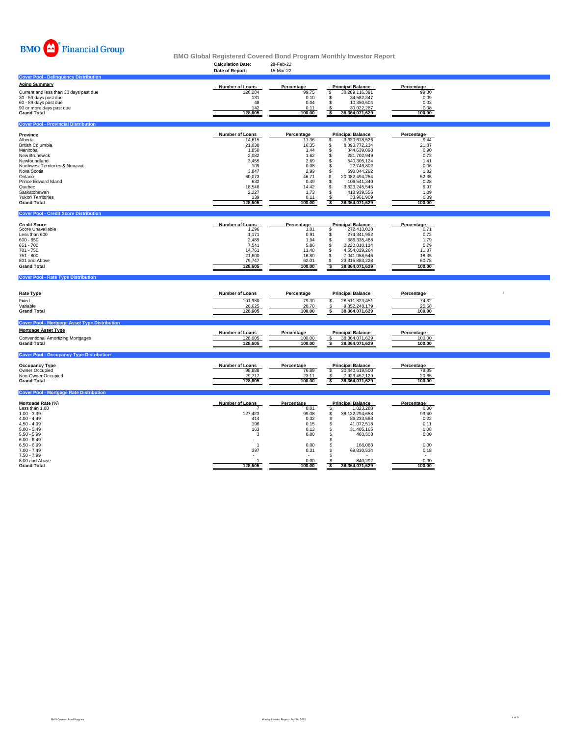BMO Financial Group

# BMO Global Registered Covered Bond Program Monthly Investor Report

**Calculation Date:** 28-Feb-22
**Date of Report:** 15-Mar-22

## Cover Pool - Delinquency Distribution

| Aging Summary | Number of Loans | Percentage | Principal Balance | Percentage |
|---|---|---|---|---|
| Current and less than 30 days past due | 128,284 | 99.75 | $ 38,289,116,391 | 99.80 |
| 30 - 59 days past due | 131 | 0.10 | $ 34,582,347 | 0.09 |
| 60 - 89 days past due | 48 | 0.04 | $ 10,350,604 | 0.03 |
| 90 or more days past due | 142 | 0.11 | $ 30,022,287 | 0.08 |
| **Grand Total** | **128,605** | **100.00** | **$ 38,364,071,629** | **100.00** |

## Cover Pool - Provincial Distribution

| Province | Number of Loans | Percentage | Principal Balance | Percentage |
|---|---|---|---|---|
| Alberta | 14,615 | 11.36 | $ 3,620,678,526 | 9.44 |
| British Columbia | 21,030 | 16.35 | $ 8,390,772,234 | 21.87 |
| Manitoba | 1,850 | 1.44 | $ 344,639,098 | 0.90 |
| New Brunswick | 2,082 | 1.62 | $ 281,702,949 | 0.73 |
| Newfoundland | 3,455 | 2.69 | $ 540,305,124 | 1.41 |
| Northwest Territories & Nunavut | 109 | 0.08 | $ 22,746,802 | 0.06 |
| Nova Scotia | 3,847 | 2.99 | $ 698,044,292 | 1.82 |
| Ontario | 60,073 | 46.71 | $ 20,082,494,254 | 52.35 |
| Prince Edward Island | 632 | 0.49 | $ 106,541,340 | 0.28 |
| Quebec | 18,546 | 14.42 | $ 3,823,245,546 | 9.97 |
| Saskatchewan | 2,227 | 1.73 | $ 418,939,556 | 1.09 |
| Yukon Territories | 139 | 0.11 | $ 33,961,909 | 0.09 |
| **Grand Total** | **128,605** | **100.00** | **$ 38,364,071,629** | **100.00** |

## Cover Pool - Credit Score Distribution

| Credit Score | Number of Loans | Percentage | Principal Balance | Percentage |
|---|---|---|---|---|
| Score Unavailable | 1,296 | 1.01 | $ 272,413,028 | 0.71 |
| Less than 600 | 1,171 | 0.91 | $ 274,341,952 | 0.72 |
| 600 - 650 | 2,489 | 1.94 | $ 686,335,488 | 1.79 |
| 651 - 700 | 7,541 | 5.86 | $ 2,220,010,124 | 5.79 |
| 701 - 750 | 14,761 | 11.48 | $ 4,554,029,264 | 11.87 |
| 751 - 800 | 21,600 | 16.80 | $ 7,041,058,546 | 18.35 |
| 801 and Above | 79,747 | 62.01 | $ 23,315,883,228 | 60.78 |
| **Grand Total** | **128,605** | **100.00** | **$ 38,364,071,629** | **100.00** |

## Cover Pool - Rate Type Distribution

| Rate Type | Number of Loans | Percentage | Principal Balance | Percentage |
|---|---|---|---|---|
| Fixed | 101,980 | 79.30 | $ 28,511,823,451 | 74.32 |
| Variable | 26,625 | 20.70 | $ 9,852,248,179 | 25.68 |
| **Grand Total** | **128,605** | **100.00** | **$ 38,364,071,629** | **100.00** |

## Cover Pool - Mortgage Asset Type Distribution

| Mortgage Asset Type | Number of Loans | Percentage | Principal Balance | Percentage |
|---|---|---|---|---|
| Conventional Amortizing Mortgages | 128,605 | 100.00 | $ 38,364,071,629 | 100.00 |
| **Grand Total** | **128,605** | **100.00** | **$ 38,364,071,629** | **100.00** |

## Cover Pool - Occupancy Type Distribution

| Occupancy Type | Number of Loans | Percentage | Principal Balance | Percentage |
|---|---|---|---|---|
| Owner Occupied | 98,888 | 76.89 | $ 30,440,619,500 | 79.35 |
| Non-Owner Occupied | 29,717 | 23.11 | $ 7,923,452,129 | 20.65 |
| **Grand Total** | **128,605** | **100.00** | **$ 38,364,071,629** | **100.00** |

## Cover Pool - Mortgage Rate Distribution

| Mortgage Rate (%) | Number of Loans | Percentage | Principal Balance | Percentage |
|---|---|---|---|---|
| Less than 1.00 | 7 | 0.01 | $ 1,823,288 | 0.00 |
| 1.00 - 3.99 | 127,423 | 99.08 | $ 38,132,294,658 | 99.40 |
| 4.00 - 4.49 | 414 | 0.32 | $ 86,233,588 | 0.22 |
| 4.50 - 4.99 | 196 | 0.15 | $ 41,072,518 | 0.11 |
| 5.00 - 5.49 | 163 | 0.13 | $ 31,405,165 | 0.08 |
| 5.50 - 5.99 | 3 | 0.00 | $ 403,503 | 0.00 |
| 6.00 - 6.49 | - | - | $ - | - |
| 6.50 - 6.99 | 1 | 0.00 | $ 168,083 | 0.00 |
| 7.00 - 7.49 | 397 | 0.31 | $ 69,830,534 | 0.18 |
| 7.50 - 7.99 | - | - | $ - | - |
| 8.00 and Above | 1 | 0.00 | $ 840,292 | 0.00 |
| **Grand Total** | **128,605** | **100.00** | **$ 38,364,071,629** | **100.00** |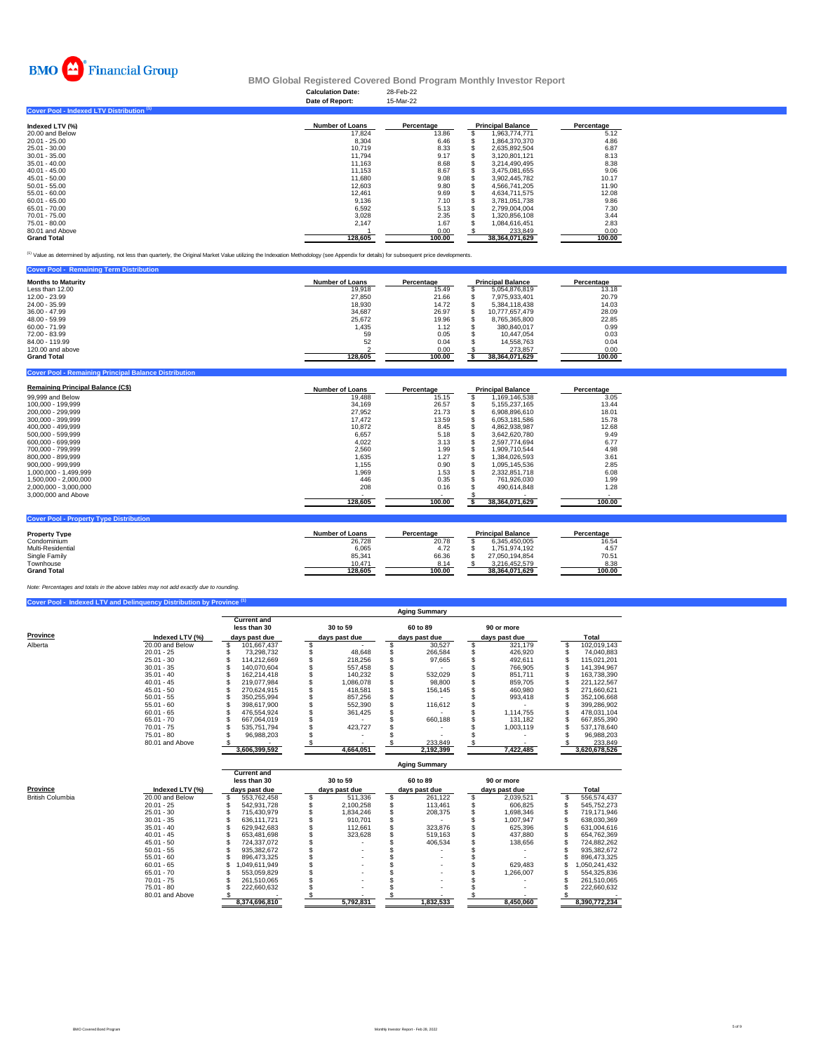# BMO Financial Group

## BMO Global Registered Covered Bond Program Monthly Investor Report

**Calculation Date:** 28-Feb-22
**Date of Report:** 15-Mar-22

### Cover Pool - Indexed LTV Distribution [1]

| Indexed LTV (%) | Number of Loans | Percentage | Principal Balance | Percentage |
|---|---|---|---|---|
| 20.00 and Below | 17,824 | 13.86 | $ 1,963,774,771 | 5.12 |
| 20.01 - 25.00 | 8,304 | 6.46 | $ 1,864,370,370 | 4.86 |
| 25.01 - 30.00 | 10,719 | 8.33 | $ 2,635,892,504 | 6.87 |
| 30.01 - 35.00 | 11,794 | 9.17 | $ 3,120,801,121 | 8.13 |
| 35.01 - 40.00 | 11,163 | 8.68 | $ 3,214,490,495 | 8.38 |
| 40.01 - 45.00 | 11,153 | 8.67 | $ 3,475,081,655 | 9.06 |
| 45.01 - 50.00 | 11,680 | 9.08 | $ 3,902,445,782 | 10.17 |
| 50.01 - 55.00 | 12,603 | 9.80 | $ 4,566,741,205 | 11.90 |
| 55.01 - 60.00 | 12,461 | 9.69 | $ 4,634,711,575 | 12.08 |
| 60.01 - 65.00 | 9,136 | 7.10 | $ 3,781,051,738 | 9.86 |
| 65.01 - 70.00 | 6,592 | 5.13 | $ 2,799,004,004 | 7.30 |
| 70.01 - 75.00 | 3,028 | 2.35 | $ 1,320,856,108 | 3.44 |
| 75.01 - 80.00 | 2,147 | 1.67 | $ 1,084,616,451 | 2.83 |
| 80.01 and Above | 1 | 0.00 | $ 233,849 | 0.00 |
| **Grand Total** | **128,605** | **100.00** | **38,364,071,629** | **100.00** |

[1] Value as determined by adjusting, not less than quarterly, the Original Market Value utilizing the Indexation Methodology (see Appendix for details) for subsequent price developments.

### Cover Pool - Remaining Term Distribution

| Months to Maturity | Number of Loans | Percentage | Principal Balance | Percentage |
|---|---|---|---|---|
| Less than 12.00 | 19,918 | 15.49 | $ 5,054,876,819 | 13.18 |
| 12.00 - 23.99 | 27,850 | 21.66 | $ 7,975,933,401 | 20.79 |
| 24.00 - 35.99 | 18,930 | 14.72 | $ 5,384,118,438 | 14.03 |
| 36.00 - 47.99 | 34,687 | 26.97 | $ 10,777,657,479 | 28.09 |
| 48.00 - 59.99 | 25,672 | 19.96 | $ 8,765,365,800 | 22.85 |
| 60.00 - 71.99 | 1,435 | 1.12 | $ 380,840,017 | 0.99 |
| 72.00 - 83.99 | 59 | 0.05 | $ 10,447,054 | 0.03 |
| 84.00 - 119.99 | 52 | 0.04 | $ 14,558,763 | 0.04 |
| 120.00 and above | 2 | 0.00 | $ 273,857 | 0.00 |
| **Grand Total** | **128,605** | **100.00** | **$ 38,364,071,629** | **100.00** |

### Cover Pool - Remaining Principal Balance Distribution

| Remaining Principal Balance (C$) | Number of Loans | Percentage | Principal Balance | Percentage |
|---|---|---|---|---|
| 99,999 and Below | 19,488 | 15.15 | $ 1,169,146,538 | 3.05 |
| 100,000 - 199,999 | 34,169 | 26.57 | $ 5,155,237,165 | 13.44 |
| 200,000 - 299,999 | 27,952 | 21.73 | $ 6,908,896,610 | 18.01 |
| 300,000 - 399,999 | 17,472 | 13.59 | $ 6,053,181,586 | 15.78 |
| 400,000 - 499,999 | 10,872 | 8.45 | $ 4,862,938,987 | 12.68 |
| 500,000 - 599,999 | 6,657 | 5.18 | $ 3,642,620,780 | 9.49 |
| 600,000 - 699,999 | 4,022 | 3.13 | $ 2,597,774,694 | 6.77 |
| 700,000 - 799,999 | 2,560 | 1.99 | $ 1,909,710,544 | 4.98 |
| 800,000 - 899,999 | 1,635 | 1.27 | $ 1,384,026,593 | 3.61 |
| 900,000 - 999,999 | 1,155 | 0.90 | $ 1,095,145,536 | 2.85 |
| 1,000,000 - 1,499,999 | 1,969 | 1.53 | $ 2,332,851,718 | 6.08 |
| 1,500,000 - 2,000,000 | 446 | 0.35 | $ 761,926,030 | 1.99 |
| 2,000,000 - 3,000,000 | 208 | 0.16 | $ 490,614,848 | 1.28 |
| 3,000,000 and Above | - | - | $ - | - |
| | **128,605** | **100.00** | **$ 38,364,071,629** | **100.00** |

### Cover Pool - Property Type Distribution

| Property Type | Number of Loans | Percentage | Principal Balance | Percentage |
|---|---|---|---|---|
| Condominium | 26,728 | 20.78 | $ 6,345,450,005 | 16.54 |
| Multi-Residential | 6,065 | 4.72 | $ 1,751,974,192 | 4.57 |
| Single Family | 85,341 | 66.36 | $ 27,050,194,854 | 70.51 |
| Townhouse | 10,471 | 8.14 | $ 3,216,452,579 | 8.38 |
| **Grand Total** | **128,605** | **100.00** | **38,364,071,629** | **100.00** |

*Note: Percentages and totals in the above tables may not add exactly due to rounding.*

### Cover Pool - Indexed LTV and Delinquency Distribution by Province [1]

| Province | Indexed LTV (%) | Current and less than 30 days past due | 30 to 59 days past due | 60 to 89 days past due | 90 or more days past due | Total |
|---|---|---|---|---|---|---|
| | | Aging Summary | | | | |
| Alberta | 20.00 and Below | $ 101,667,437 | $ - | $ 30,527 | $ 321,179 | $ 102,019,143 |
| | 20.01 - 25 | $ 73,298,732 | $ 48,648 | $ 266,584 | $ 426,920 | $ 74,040,883 |
| | 25.01 - 30 | $ 114,212,669 | $ 218,256 | $ 97,665 | $ 492,611 | $ 115,021,201 |
| | 30.01 - 35 | $ 140,070,604 | $ 557,458 | $ - | $ 766,905 | $ 141,394,967 |
| | 35.01 - 40 | $ 162,214,418 | $ 140,232 | $ 532,029 | $ 851,711 | $ 163,738,390 |
| | 40.01 - 45 | $ 219,077,984 | $ 1,086,078 | $ 98,800 | $ 859,705 | $ 221,122,567 |
| | 45.01 - 50 | $ 270,624,915 | $ 418,581 | $ 156,145 | $ 460,980 | $ 271,660,621 |
| | 50.01 - 55 | $ 350,255,994 | $ 857,256 | $ - | $ 993,418 | $ 352,106,668 |
| | 55.01 - 60 | $ 398,617,900 | $ 552,390 | $ 116,612 | $ - | $ 399,286,902 |
| | 60.01 - 65 | $ 476,554,924 | $ 361,425 | $ - | $ 1,114,755 | $ 478,031,104 |
| | 65.01 - 70 | $ 667,064,019 | $ - | $ 660,188 | $ 131,182 | $ 667,855,390 |
| | 70.01 - 75 | $ 535,751,794 | $ 423,727 | $ - | $ 1,003,119 | $ 537,178,640 |
| | 75.01 - 80 | $ 96,988,203 | $ - | $ - | $ - | $ 96,988,203 |
| | 80.01 and Above | $ - | $ - | $ 233,849 | $ - | $ 233,849 |
| | | **3,606,399,592** | **4,664,051** | **2,192,399** | **7,422,485** | **3,620,678,526** |

| Province | Indexed LTV (%) | Current and less than 30 days past due | 30 to 59 days past due | 60 to 89 days past due | 90 or more days past due | Total |
|---|---|---|---|---|---|---|
| | | Aging Summary | | | | |
| British Columbia | 20.00 and Below | $ 553,762,458 | $ 511,336 | $ 261,122 | $ 2,039,521 | $ 556,574,437 |
| | 20.01 - 25 | $ 542,931,728 | $ 2,100,258 | $ 113,461 | $ 606,825 | $ 545,752,273 |
| | 25.01 - 30 | $ 715,430,979 | $ 1,834,246 | $ 208,375 | $ 1,698,346 | $ 719,171,946 |
| | 30.01 - 35 | $ 636,111,721 | $ 910,701 | $ - | $ 1,007,947 | $ 638,030,369 |
| | 35.01 - 40 | $ 629,942,683 | $ 112,661 | $ 323,876 | $ 625,396 | $ 631,004,616 |
| | 40.01 - 45 | $ 653,481,698 | $ 323,628 | $ 519,163 | $ 437,880 | $ 654,762,369 |
| | 45.01 - 50 | $ 724,337,072 | $ - | $ 406,534 | $ 138,656 | $ 724,882,262 |
| | 50.01 - 55 | $ 935,382,672 | $ - | $ - | $ - | $ 935,382,672 |
| | 55.01 - 60 | $ 896,473,325 | $ - | $ - | $ - | $ 896,473,325 |
| | 60.01 - 65 | $ 1,049,611,949 | $ - | $ - | $ 629,483 | $ 1,050,241,432 |
| | 65.01 - 70 | $ 553,059,829 | $ - | $ - | $ 1,266,007 | $ 554,325,836 |
| | 70.01 - 75 | $ 261,510,065 | $ - | $ - | $ - | $ 261,510,065 |
| | 75.01 - 80 | $ 222,660,632 | $ - | $ - | $ - | $ 222,660,632 |
| | 80.01 and Above | $ - | $ - | $ - | $ - | $ - |
| | | **8,374,696,810** | **5,792,831** | **1,832,533** | **8,450,060** | **8,390,772,234** |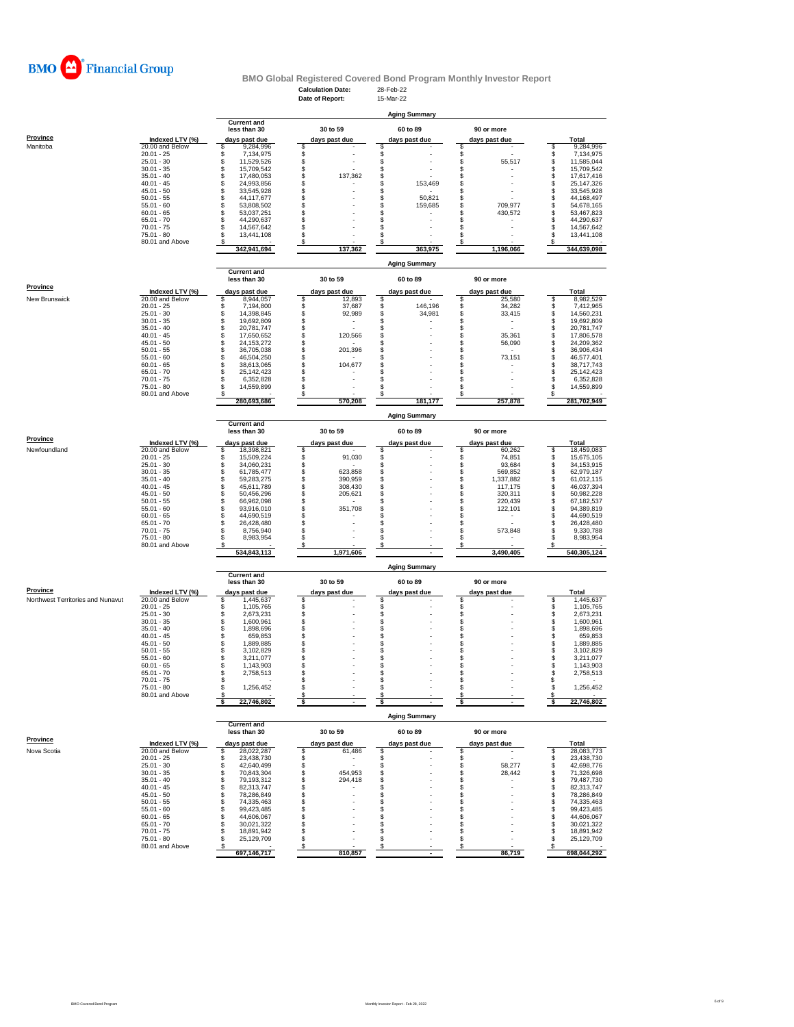BMO Financial Group

## BMO Global Registered Covered Bond Program Monthly Investor Report

**Calculation Date:** 28-Feb-22
**Date of Report:** 15-Mar-22

### Aging Summary

| Province | Indexed LTV (%) | Current and less than 30 days past due | 30 to 59 days past due | 60 to 89 days past due | 90 or more days past due | Total |
|---|---|---|---|---|---|---|
| Manitoba | 20.00 and Below | $ 9,284,996 | $ - | $ - | $ - | $ 9,284,996 |
| | 20.01 - 25 | $ 7,134,975 | $ - | $ - | $ - | $ 7,134,975 |
| | 25.01 - 30 | $ 11,529,526 | $ - | $ - | $ 55,517 | $ 11,585,044 |
| | 30.01 - 35 | $ 15,709,542 | $ - | $ - | $ - | $ 15,709,542 |
| | 35.01 - 40 | $ 17,480,053 | $ 137,362 | $ - | $ - | $ 17,617,416 |
| | 40.01 - 45 | $ 24,993,856 | $ - | $ 153,469 | $ - | $ 25,147,326 |
| | 45.01 - 50 | $ 33,545,928 | $ - | $ - | $ - | $ 33,545,928 |
| | 50.01 - 55 | $ 44,117,677 | $ - | $ 50,821 | $ - | $ 44,168,497 |
| | 55.01 - 60 | $ 53,808,502 | $ - | $ 159,685 | $ 709,977 | $ 54,678,165 |
| | 60.01 - 65 | $ 53,037,251 | $ - | $ - | $ 430,572 | $ 53,467,823 |
| | 65.01 - 70 | $ 44,290,637 | $ - | $ - | $ - | $ 44,290,637 |
| | 70.01 - 75 | $ 14,567,642 | $ - | $ - | $ - | $ 14,567,642 |
| | 75.01 - 80 | $ 13,441,108 | $ - | $ - | $ - | $ 13,441,108 |
| | 80.01 and Above | $ - | $ - | $ - | $ - | $ - |
| | | 342,941,694 | 137,362 | 363,975 | 1,196,066 | 344,639,098 |

### Aging Summary

| Province | Indexed LTV (%) | Current and less than 30 days past due | 30 to 59 days past due | 60 to 89 days past due | 90 or more days past due | Total |
|---|---|---|---|---|---|---|
| New Brunswick | 20.00 and Below | $ 8,944,057 | $ 12,893 | $ - | $ 25,580 | $ 8,982,529 |
| | 20.01 - 25 | $ 7,194,800 | $ 37,687 | $ 146,196 | $ 34,282 | $ 7,412,965 |
| | 25.01 - 30 | $ 14,398,845 | $ 92,989 | $ 34,981 | $ 33,415 | $ 14,560,231 |
| | 30.01 - 35 | $ 19,692,809 | $ - | $ - | $ - | $ 19,692,809 |
| | 35.01 - 40 | $ 20,781,747 | $ - | $ - | $ - | $ 20,781,747 |
| | 40.01 - 45 | $ 17,650,652 | $ 120,566 | $ - | $ 35,361 | $ 17,806,578 |
| | 45.01 - 50 | $ 24,153,272 | $ - | $ - | $ 56,090 | $ 24,209,362 |
| | 50.01 - 55 | $ 36,705,038 | $ 201,396 | $ - | $ - | $ 36,906,434 |
| | 55.01 - 60 | $ 46,504,250 | $ - | $ - | $ 73,151 | $ 46,577,401 |
| | 60.01 - 65 | $ 38,613,065 | $ 104,677 | $ - | $ - | $ 38,717,743 |
| | 65.01 - 70 | $ 25,142,423 | $ - | $ - | $ - | $ 25,142,423 |
| | 70.01 - 75 | $ 6,352,828 | $ - | $ - | $ - | $ 6,352,828 |
| | 75.01 - 80 | $ 14,559,899 | $ - | $ - | $ - | $ 14,559,899 |
| | 80.01 and Above | $ - | $ - | $ - | $ - | $ - |
| | | 280,693,686 | 570,208 | 181,177 | 257,878 | 281,702,949 |

### Aging Summary

| Province | Indexed LTV (%) | Current and less than 30 days past due | 30 to 59 days past due | 60 to 89 days past due | 90 or more days past due | Total |
|---|---|---|---|---|---|---|
| Newfoundland | 20.00 and Below | $ 18,398,821 | $ - | $ - | $ 60,262 | $ 18,459,083 |
| | 20.01 - 25 | $ 15,509,224 | $ 91,030 | $ - | $ 74,851 | $ 15,675,105 |
| | 25.01 - 30 | $ 34,060,231 | $ - | $ - | $ 93,684 | $ 34,153,915 |
| | 30.01 - 35 | $ 61,785,477 | $ 623,858 | $ - | $ 569,852 | $ 62,979,187 |
| | 35.01 - 40 | $ 59,283,275 | $ 390,959 | $ - | $ 1,337,882 | $ 61,012,115 |
| | 40.01 - 45 | $ 45,611,789 | $ 308,430 | $ - | $ 117,175 | $ 46,037,394 |
| | 45.01 - 50 | $ 50,456,296 | $ 205,621 | $ - | $ 320,311 | $ 50,982,228 |
| | 50.01 - 55 | $ 66,962,098 | $ - | $ - | $ 220,439 | $ 67,182,537 |
| | 55.01 - 60 | $ 93,916,010 | $ 351,708 | $ - | $ 122,101 | $ 94,389,819 |
| | 60.01 - 65 | $ 44,690,519 | $ - | $ - | $ - | $ 44,690,519 |
| | 65.01 - 70 | $ 26,428,480 | $ - | $ - | $ - | $ 26,428,480 |
| | 70.01 - 75 | $ 8,756,940 | $ - | $ - | $ 573,848 | $ 9,330,788 |
| | 75.01 - 80 | $ 8,983,954 | $ - | $ - | $ - | $ 8,983,954 |
| | 80.01 and Above | $ - | $ - | $ - | $ - | $ - |
| | | 534,843,113 | 1,971,606 | - | 3,490,405 | 540,305,124 |

### Aging Summary

| Province | Indexed LTV (%) | Current and less than 30 days past due | 30 to 59 days past due | 60 to 89 days past due | 90 or more days past due | Total |
|---|---|---|---|---|---|---|
| Northwest Territories and Nunavut | 20.00 and Below | $ 1,445,637 | $ - | $ - | $ - | $ 1,445,637 |
| | 20.01 - 25 | $ 1,105,765 | $ - | $ - | $ - | $ 1,105,765 |
| | 25.01 - 30 | $ 2,673,231 | $ - | $ - | $ - | $ 2,673,231 |
| | 30.01 - 35 | $ 1,600,961 | $ - | $ - | $ - | $ 1,600,961 |
| | 35.01 - 40 | $ 1,898,696 | $ - | $ - | $ - | $ 1,898,696 |
| | 40.01 - 45 | $ 659,853 | $ - | $ - | $ - | $ 659,853 |
| | 45.01 - 50 | $ 1,889,885 | $ - | $ - | $ - | $ 1,889,885 |
| | 50.01 - 55 | $ 3,102,829 | $ - | $ - | $ - | $ 3,102,829 |
| | 55.01 - 60 | $ 3,211,077 | $ - | $ - | $ - | $ 3,211,077 |
| | 60.01 - 65 | $ 1,143,903 | $ - | $ - | $ - | $ 1,143,903 |
| | 65.01 - 70 | $ 2,758,513 | $ - | $ - | $ - | $ 2,758,513 |
| | 70.01 - 75 | $ - | $ - | $ - | $ - | $ - |
| | 75.01 - 80 | $ 1,256,452 | $ - | $ - | $ - | $ 1,256,452 |
| | 80.01 and Above | $ - | $ - | $ - | $ - | $ - |
| | | $ 22,746,802 | $ - | $ - | $ - | $ 22,746,802 |

### Aging Summary

| Province | Indexed LTV (%) | Current and less than 30 days past due | 30 to 59 days past due | 60 to 89 days past due | 90 or more days past due | Total |
|---|---|---|---|---|---|---|
| Nova Scotia | 20.00 and Below | $ 28,022,287 | $ 61,486 | $ - | $ - | $ 28,083,773 |
| | 20.01 - 25 | $ 23,438,730 | $ - | $ - | $ - | $ 23,438,730 |
| | 25.01 - 30 | $ 42,640,499 | $ - | $ - | $ 58,277 | $ 42,698,776 |
| | 30.01 - 35 | $ 70,843,304 | $ 454,953 | $ - | $ 28,442 | $ 71,326,698 |
| | 35.01 - 40 | $ 79,193,312 | $ 294,418 | $ - | $ - | $ 79,487,730 |
| | 40.01 - 45 | $ 82,313,747 | $ - | $ - | $ - | $ 82,313,747 |
| | 45.01 - 50 | $ 78,286,849 | $ - | $ - | $ - | $ 78,286,849 |
| | 50.01 - 55 | $ 74,335,463 | $ - | $ - | $ - | $ 74,335,463 |
| | 55.01 - 60 | $ 99,423,485 | $ - | $ - | $ - | $ 99,423,485 |
| | 60.01 - 65 | $ 44,606,067 | $ - | $ - | $ - | $ 44,606,067 |
| | 65.01 - 70 | $ 30,021,322 | $ - | $ - | $ - | $ 30,021,322 |
| | 70.01 - 75 | $ 18,891,942 | $ - | $ - | $ - | $ 18,891,942 |
| | 75.01 - 80 | $ 25,129,709 | $ - | $ - | $ - | $ 25,129,709 |
| | 80.01 and Above | $ - | $ - | $ - | $ - | $ - |
| | | 697,146,717 | 810,857 | - | 86,719 | 698,044,292 |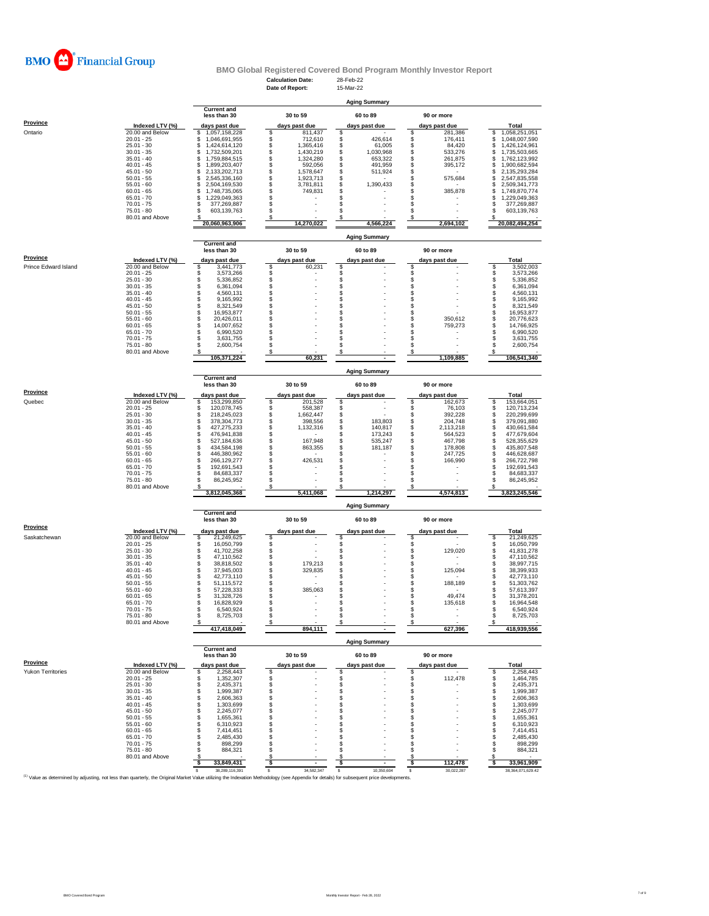BMO Financial Group

## BMO Global Registered Covered Bond Program Monthly Investor Report

**Calculation Date:** 28-Feb-22
**Date of Report:** 15-Mar-22

### Aging Summary

| Province | Indexed LTV (%) | Current and less than 30 days past due | 30 to 59 days past due | 60 to 89 days past due | 90 or more days past due | Total |
|---|---|---|---|---|---|---|
| Ontario | 20.00 and Below | $ 1,057,158,228 | $ 811,437 | $ - | $ 281,386 | $ 1,058,251,051 |
| | 20.01 - 25 | $ 1,046,691,955 | $ 712,610 | $ 426,614 | $ 176,411 | $ 1,048,007,590 |
| | 25.01 - 30 | $ 1,424,614,120 | $ 1,365,416 | $ 61,005 | $ 84,420 | $ 1,426,124,961 |
| | 30.01 - 35 | $ 1,732,509,201 | $ 1,430,219 | $ 1,030,968 | $ 533,276 | $ 1,735,503,665 |
| | 35.01 - 40 | $ 1,759,884,515 | $ 1,324,280 | $ 653,322 | $ 261,875 | $ 1,762,123,992 |
| | 40.01 - 45 | $ 1,899,203,407 | $ 592,056 | $ 491,959 | $ 395,172 | $ 1,900,682,594 |
| | 45.01 - 50 | $ 2,133,202,713 | $ 1,578,647 | $ 511,924 | $ - | $ 2,135,293,284 |
| | 50.01 - 55 | $ 2,545,336,160 | $ 1,923,713 | $ - | $ 575,684 | $ 2,547,835,558 |
| | 55.01 - 60 | $ 2,504,169,530 | $ 3,781,811 | $ 1,390,433 | $ - | $ 2,509,341,773 |
| | 60.01 - 65 | $ 1,748,735,065 | $ 749,831 | $ - | $ 385,878 | $ 1,749,870,774 |
| | 65.01 - 70 | $ 1,229,049,363 | $ - | $ - | $ - | $ 1,229,049,363 |
| | 70.01 - 75 | $ 377,269,887 | $ - | $ - | $ - | $ 377,269,887 |
| | 75.01 - 80 | $ 603,139,763 | $ - | $ - | $ - | $ 603,139,763 |
| | 80.01 and Above | $ - | $ - | $ - | $ - | $ - |
| | | 20,060,963,906 | 14,270,022 | 4,566,224 | 2,694,102 | 20,082,494,254 |

### Aging Summary

| Province | Indexed LTV (%) | Current and less than 30 days past due | 30 to 59 days past due | 60 to 89 days past due | 90 or more days past due | Total |
|---|---|---|---|---|---|---|
| Prince Edward Island | 20.00 and Below | $ 3,441,773 | $ 60,231 | $ - | $ - | $ 3,502,003 |
| | 20.01 - 25 | $ 3,573,266 | $ - | $ - | $ - | $ 3,573,266 |
| | 25.01 - 30 | $ 5,336,852 | $ - | $ - | $ - | $ 5,336,852 |
| | 30.01 - 35 | $ 6,361,094 | $ - | $ - | $ - | $ 6,361,094 |
| | 35.01 - 40 | $ 4,560,131 | $ - | $ - | $ - | $ 4,560,131 |
| | 40.01 - 45 | $ 9,165,992 | $ - | $ - | $ - | $ 9,165,992 |
| | 45.01 - 50 | $ 8,321,549 | $ - | $ - | $ - | $ 8,321,549 |
| | 50.01 - 55 | $ 16,953,877 | $ - | $ - | $ - | $ 16,953,877 |
| | 55.01 - 60 | $ 20,426,011 | $ - | $ - | $ 350,612 | $ 20,776,623 |
| | 60.01 - 65 | $ 14,007,652 | $ - | $ - | $ 759,273 | $ 14,766,925 |
| | 65.01 - 70 | $ 6,990,520 | $ - | $ - | $ - | $ 6,990,520 |
| | 70.01 - 75 | $ 3,631,755 | $ - | $ - | $ - | $ 3,631,755 |
| | 75.01 - 80 | $ 2,600,754 | $ - | $ - | $ - | $ 2,600,754 |
| | 80.01 and Above | $ - | $ - | $ - | $ - | $ - |
| | | 105,371,224 | 60,231 | - | 1,109,885 | 106,541,340 |

### Aging Summary

| Province | Indexed LTV (%) | Current and less than 30 days past due | 30 to 59 days past due | 60 to 89 days past due | 90 or more days past due | Total |
|---|---|---|---|---|---|---|
| Quebec | 20.00 and Below | $ 153,299,850 | $ 201,528 | $ - | $ 162,673 | $ 153,664,051 |
| | 20.01 - 25 | $ 120,078,745 | $ 558,387 | $ - | $ 76,103 | $ 120,713,234 |
| | 25.01 - 30 | $ 218,245,023 | $ 1,662,447 | $ - | $ 392,228 | $ 220,299,699 |
| | 30.01 - 35 | $ 378,304,773 | $ 398,556 | $ 183,803 | $ 204,748 | $ 379,091,880 |
| | 35.01 - 40 | $ 427,275,233 | $ 1,132,316 | $ 140,817 | $ 2,113,218 | $ 430,661,584 |
| | 40.01 - 45 | $ 476,941,838 | $ - | $ 173,243 | $ 564,523 | $ 477,679,604 |
| | 45.01 - 50 | $ 527,184,636 | $ 167,948 | $ 535,247 | $ 467,798 | $ 528,355,629 |
| | 50.01 - 55 | $ 434,584,198 | $ 863,355 | $ 181,187 | $ 178,808 | $ 435,807,548 |
| | 55.01 - 60 | $ 446,380,962 | $ - | $ - | $ 247,725 | $ 446,628,687 |
| | 60.01 - 65 | $ 266,129,277 | $ 426,531 | $ - | $ 166,990 | $ 266,722,798 |
| | 65.01 - 70 | $ 192,691,543 | $ - | $ - | $ - | $ 192,691,543 |
| | 70.01 - 75 | $ 84,683,337 | $ - | $ - | $ - | $ 84,683,337 |
| | 75.01 - 80 | $ 86,245,952 | $ - | $ - | $ - | $ 86,245,952 |
| | 80.01 and Above | $ - | $ - | $ - | $ - | $ - |
| | | 3,812,045,368 | 5,411,068 | 1,214,297 | 4,574,813 | 3,823,245,546 |

### Aging Summary

| Province | Indexed LTV (%) | Current and less than 30 days past due | 30 to 59 days past due | 60 to 89 days past due | 90 or more days past due | Total |
|---|---|---|---|---|---|---|
| Saskatchewan | 20.00 and Below | $ 21,249,625 | $ - | $ - | $ - | $ 21,249,625 |
| | 20.01 - 25 | $ 16,050,799 | $ - | $ - | $ - | $ 16,050,799 |
| | 25.01 - 30 | $ 41,702,258 | $ - | $ - | $ 129,020 | $ 41,831,278 |
| | 30.01 - 35 | $ 47,110,562 | $ - | $ - | $ - | $ 47,110,562 |
| | 35.01 - 40 | $ 38,818,502 | $ 179,213 | $ - | $ - | $ 38,997,715 |
| | 40.01 - 45 | $ 37,945,003 | $ 329,835 | $ - | $ 125,094 | $ 38,399,933 |
| | 45.01 - 50 | $ 42,773,110 | $ - | $ - | $ - | $ 42,773,110 |
| | 50.01 - 55 | $ 51,115,572 | $ - | $ - | $ 188,189 | $ 51,303,762 |
| | 55.01 - 60 | $ 57,228,333 | $ 385,063 | $ - | $ - | $ 57,613,397 |
| | 60.01 - 65 | $ 31,328,726 | $ - | $ - | $ 49,474 | $ 31,378,201 |
| | 65.01 - 70 | $ 16,828,929 | $ - | $ - | $ 135,618 | $ 16,964,548 |
| | 70.01 - 75 | $ 6,540,924 | $ - | $ - | $ - | $ 6,540,924 |
| | 75.01 - 80 | $ 8,725,703 | $ - | $ - | $ - | $ 8,725,703 |
| | 80.01 and Above | $ - | $ - | $ - | $ - | $ - |
| | | 417,418,049 | 894,111 | - | 627,396 | 418,939,556 |

### Aging Summary

| Province | Indexed LTV (%) | Current and less than 30 days past due | 30 to 59 days past due | 60 to 89 days past due | 90 or more days past due | Total |
|---|---|---|---|---|---|---|
| Yukon Territories | 20.00 and Below | $ 2,258,443 | $ - | $ - | $ - | $ 2,258,443 |
| | 20.01 - 25 | $ 1,352,307 | $ - | $ - | $ 112,478 | $ 1,464,785 |
| | 25.01 - 30 | $ 2,435,371 | $ - | $ - | $ - | $ 2,435,371 |
| | 30.01 - 35 | $ 1,999,387 | $ - | $ - | $ - | $ 1,999,387 |
| | 35.01 - 40 | $ 2,606,363 | $ - | $ - | $ - | $ 2,606,363 |
| | 40.01 - 45 | $ 1,303,699 | $ - | $ - | $ - | $ 1,303,699 |
| | 45.01 - 50 | $ 2,245,077 | $ - | $ - | $ - | $ 2,245,077 |
| | 50.01 - 55 | $ 1,655,361 | $ - | $ - | $ - | $ 1,655,361 |
| | 55.01 - 60 | $ 6,310,923 | $ - | $ - | $ - | $ 6,310,923 |
| | 60.01 - 65 | $ 7,414,451 | $ - | $ - | $ - | $ 7,414,451 |
| | 65.01 - 70 | $ 2,485,430 | $ - | $ - | $ - | $ 2,485,430 |
| | 70.01 - 75 | $ 898,299 | $ - | $ - | $ - | $ 898,299 |
| | 75.01 - 80 | $ 884,321 | $ - | $ - | $ - | $ 884,321 |
| | 80.01 and Above | $ - | $ - | $ - | $ - | $ - |
| | | $ 33,849,431 | $ - | $ - | $ 112,478 | $ 33,961,909 |
| | | $ 38,289,116,391 | $ 34,582,347 | $ 10,350,604 | $ 30,022,287 | 38,364,071,629.42 |

[1] Value as determined by adjusting, not less than quarterly, the Original Market Value utilizing the Indexation Methodology (see Appendix for details) for subsequent price developments.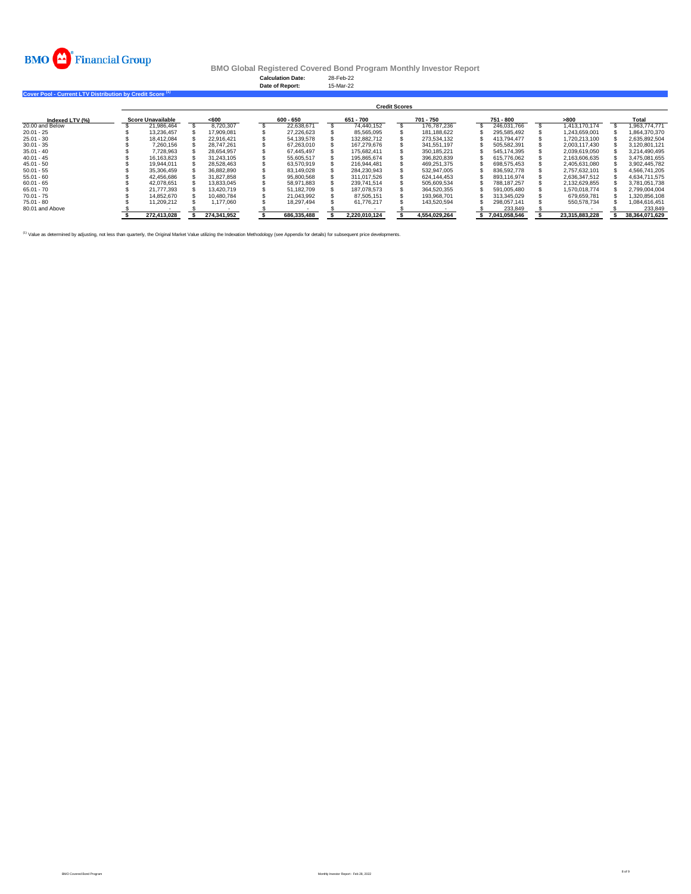BMO Financial Group

## BMO Global Registered Covered Bond Program Monthly Investor Report

**Calculation Date:** 28-Feb-22
**Date of Report:** 15-Mar-22

### Cover Pool - Current LTV Distribution by Credit Score [1]

| | Credit Scores | | | | | | | |
|---|---|---|---|---|---|---|---|---|
| **Indexed LTV (%)** | **Score Unavailable** | **<600** | **600 - 650** | **651 - 700** | **701 - 750** | **751 - 800** | **>800** | **Total** |
| 20.00 and Below | $ 21,986,464 | $ 8,720,307 | $ 22,638,671 | $ 74,440,152 | $ 176,787,236 | $ 246,031,766 | $ 1,413,170,174 | $ 1,963,774,771 |
| 20.01 - 25 | $ 13,236,457 | $ 17,909,081 | $ 27,226,623 | $ 85,565,095 | $ 181,188,622 | $ 295,585,492 | $ 1,243,659,001 | $ 1,864,370,370 |
| 25.01 - 30 | $ 18,412,084 | $ 22,916,421 | $ 54,139,578 | $ 132,882,712 | $ 273,534,132 | $ 413,794,477 | $ 1,720,213,100 | $ 2,635,892,504 |
| 30.01 - 35 | $ 7,260,156 | $ 28,747,261 | $ 67,263,010 | $ 167,279,676 | $ 341,551,197 | $ 505,582,391 | $ 2,003,117,430 | $ 3,120,801,121 |
| 35.01 - 40 | $ 7,728,963 | $ 28,654,957 | $ 67,445,497 | $ 175,682,411 | $ 350,185,221 | $ 545,174,395 | $ 2,039,619,050 | $ 3,214,490,495 |
| 40.01 - 45 | $ 16,163,823 | $ 31,243,105 | $ 55,605,517 | $ 195,865,674 | $ 396,820,839 | $ 615,776,062 | $ 2,163,606,635 | $ 3,475,081,655 |
| 45.01 - 50 | $ 19,944,011 | $ 28,528,463 | $ 63,570,919 | $ 216,944,481 | $ 469,251,375 | $ 698,575,453 | $ 2,405,631,080 | $ 3,902,445,782 |
| 50.01 - 55 | $ 35,306,459 | $ 36,882,890 | $ 83,149,028 | $ 284,230,943 | $ 532,947,005 | $ 836,592,778 | $ 2,757,632,101 | $ 4,566,741,205 |
| 55.01 - 60 | $ 42,456,686 | $ 31,827,858 | $ 95,800,568 | $ 311,017,526 | $ 624,144,453 | $ 893,116,974 | $ 2,636,347,512 | $ 4,634,711,575 |
| 60.01 - 65 | $ 42,078,651 | $ 13,833,045 | $ 58,971,883 | $ 239,741,514 | $ 505,609,534 | $ 788,187,257 | $ 2,132,629,855 | $ 3,781,051,738 |
| 65.01 - 70 | $ 21,777,393 | $ 13,420,719 | $ 51,182,709 | $ 187,078,573 | $ 364,520,355 | $ 591,005,480 | $ 1,570,018,774 | $ 2,799,004,004 |
| 70.01 - 75 | $ 14,852,670 | $ 10,480,784 | $ 21,043,992 | $ 87,505,151 | $ 193,968,701 | $ 313,345,029 | $ 679,659,781 | $ 1,320,856,108 |
| 75.01 - 80 | $ 11,209,212 | $ 1,177,060 | $ 18,297,494 | $ 61,776,217 | $ 143,520,594 | $ 298,057,141 | $ 550,578,734 | $ 1,084,616,451 |
| 80.01 and Above | $ - | $ - | $ - | $ - | $ - | $ 233,849 | $ - | $ 233,849 |
| | **$ 272,413,028** | **$ 274,341,952** | **$ 686,335,488** | **$ 2,220,010,124** | **$ 4,554,029,264** | **$ 7,041,058,546** | **$ 23,315,883,228** | **$ 38,364,071,629** |

[1] Value as determined by adjusting, not less than quarterly, the Original Market Value utilizing the Indexation Methodology (see Appendix for details) for subsequent price developments.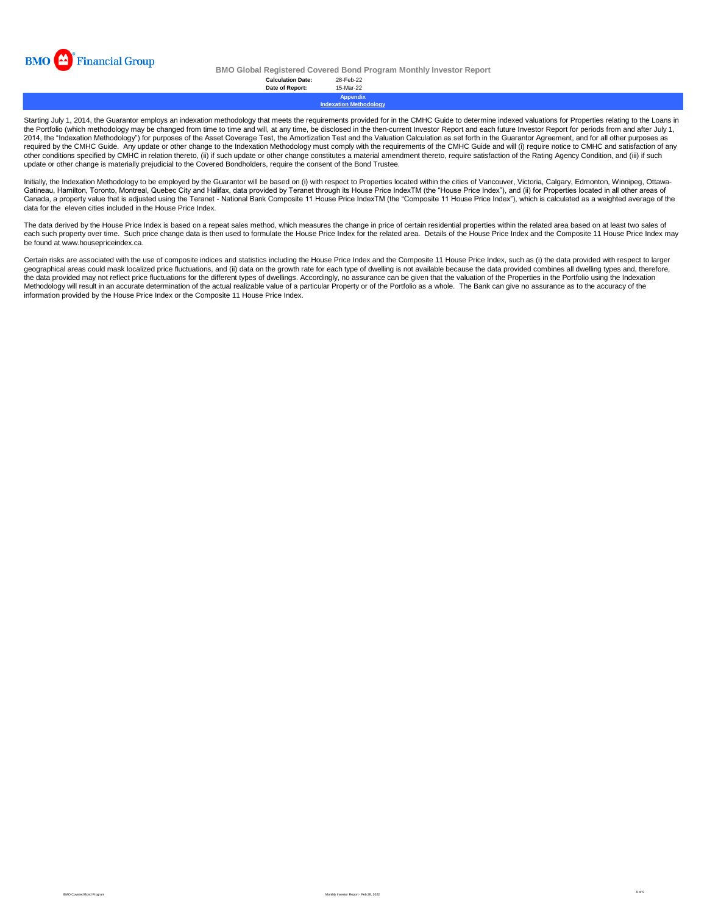BMO Global Registered Covered Bond Program Monthly Investor Report

**Calculation Date:** 28-Feb-22
**Date of Report:** 15-Mar-22

## Appendix
### Indexation Methodology

Starting July 1, 2014, the Guarantor employs an indexation methodology that meets the requirements provided for in the CMHC Guide to determine indexed valuations for Properties relating to the Loans in the Portfolio (which methodology may be changed from time to time and will, at any time, be disclosed in the then-current Investor Report and each future Investor Report for periods from and after July 1, 2014, the "Indexation Methodology") for purposes of the Asset Coverage Test, the Amortization Test and the Valuation Calculation as set forth in the Guarantor Agreement, and for all other purposes as required by the CMHC Guide. Any update or other change to the Indexation Methodology must comply with the requirements of the CMHC Guide and will (i) require notice to CMHC and satisfaction of any other conditions specified by CMHC in relation thereto, (ii) if such update or other change constitutes a material amendment thereto, require satisfaction of the Rating Agency Condition, and (iii) if such update or other change is materially prejudicial to the Covered Bondholders, require the consent of the Bond Trustee.

Initially, the Indexation Methodology to be employed by the Guarantor will be based on (i) with respect to Properties located within the cities of Vancouver, Victoria, Calgary, Edmonton, Winnipeg, Ottawa-Gatineau, Hamilton, Toronto, Montreal, Quebec City and Halifax, data provided by Teranet through its House Price IndexTM (the "House Price Index"), and (ii) for Properties located in all other areas of Canada, a property value that is adjusted using the Teranet - National Bank Composite 11 House Price IndexTM (the "Composite 11 House Price Index"), which is calculated as a weighted average of the data for the eleven cities included in the House Price Index.

The data derived by the House Price Index is based on a repeat sales method, which measures the change in price of certain residential properties within the related area based on at least two sales of each such property over time. Such price change data is then used to formulate the House Price Index for the related area. Details of the House Price Index and the Composite 11 House Price Index may be found at www.housepriceindex.ca.

Certain risks are associated with the use of composite indices and statistics including the House Price Index and the Composite 11 House Price Index, such as (i) the data provided with respect to larger geographical areas could mask localized price fluctuations, and (ii) data on the growth rate for each type of dwelling is not available because the data provided combines all dwelling types and, therefore, the data provided may not reflect price fluctuations for the different types of dwellings. Accordingly, no assurance can be given that the valuation of the Properties in the Portfolio using the Indexation Methodology will result in an accurate determination of the actual realizable value of a particular Property or of the Portfolio as a whole. The Bank can give no assurance as to the accuracy of the information provided by the House Price Index or the Composite 11 House Price Index.